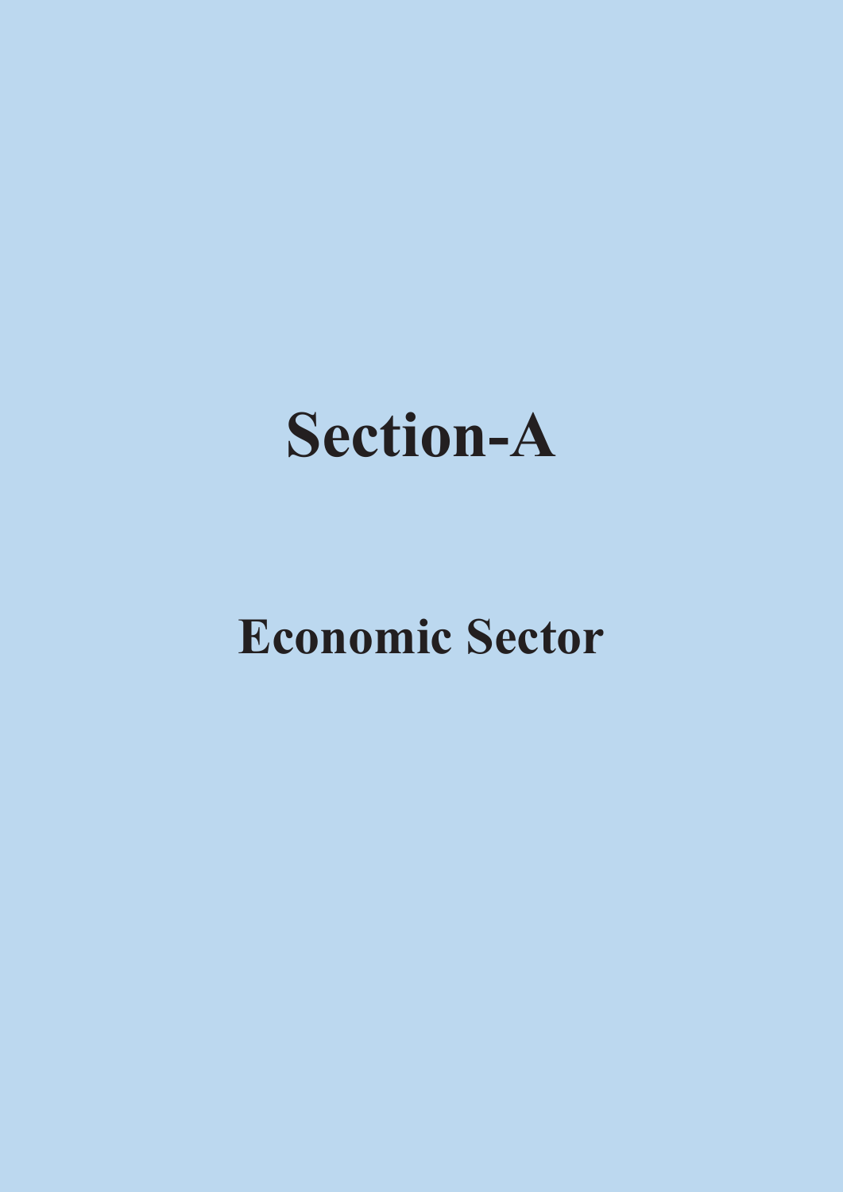# Section-A

## Economic Sector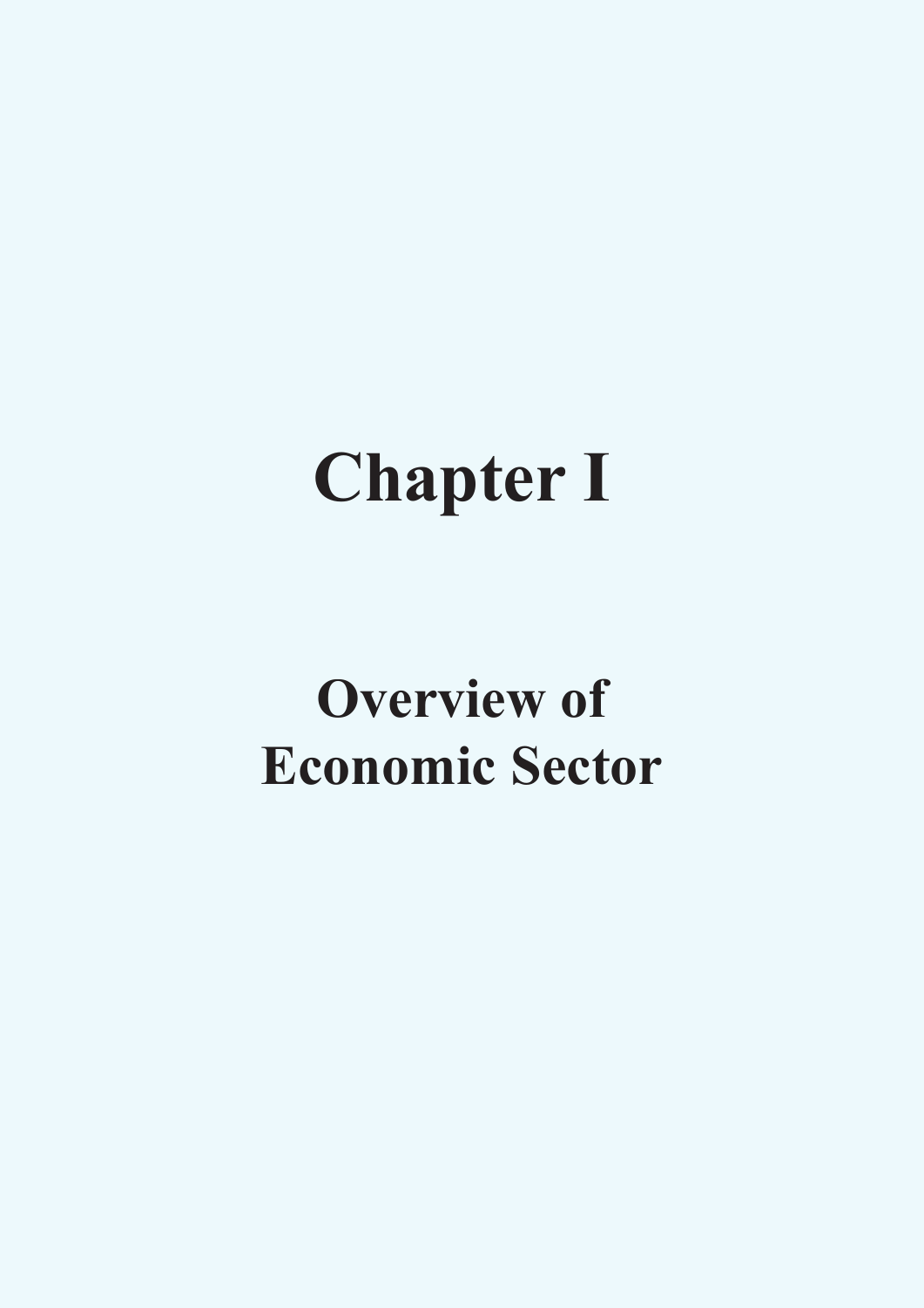# Chapter I

## Overview of Economic Sector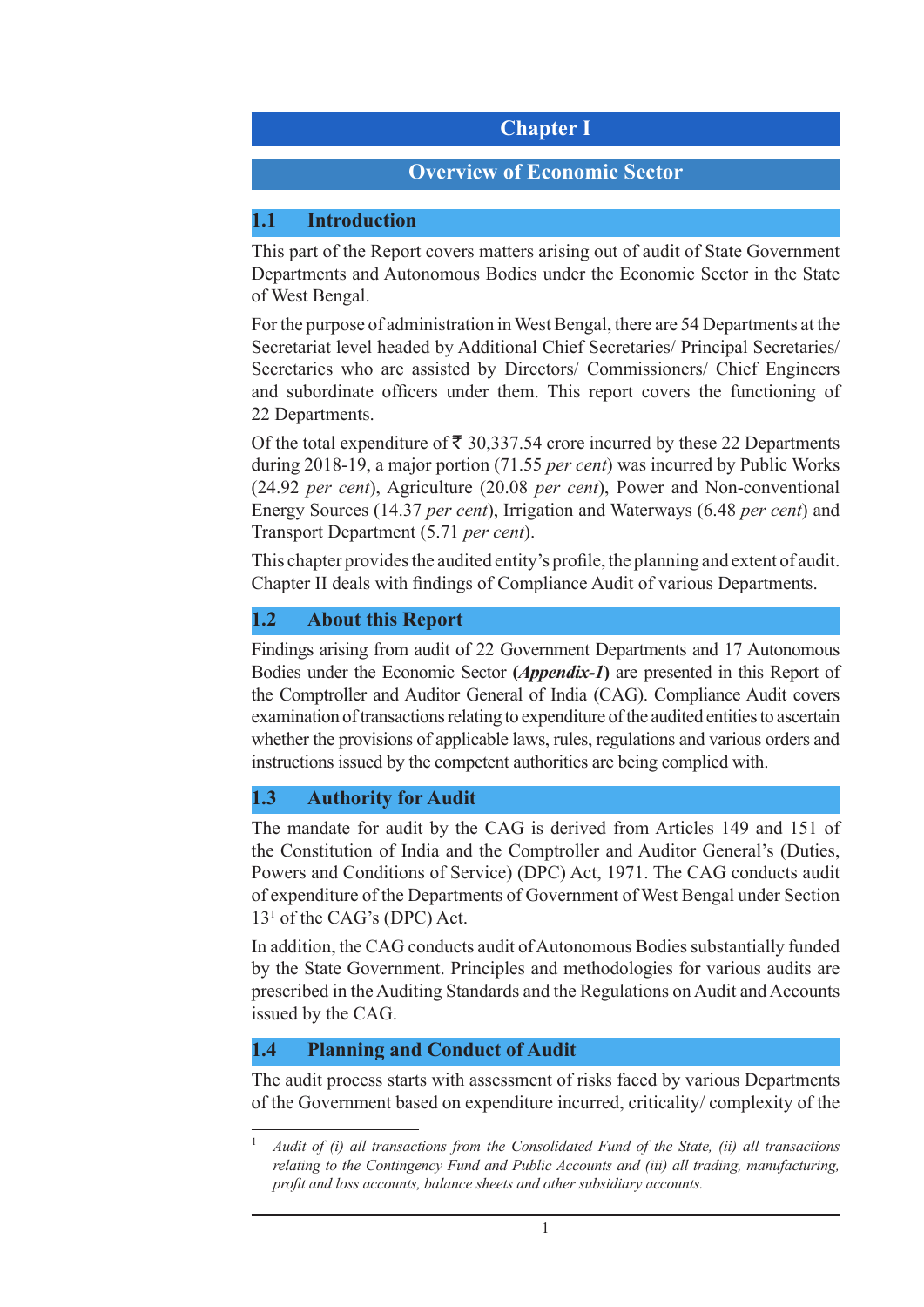# Chapter I

## Overview of Economic Sector

### 1.1 Introduction

This part of the Report covers matters arising out of audit of State Government Departments and Autonomous Bodies under the Economic Sector in the State of West Bengal.

For the purpose of administration in West Bengal, there are 54 Departments at the Secretariat level headed by Additional Chief Secretaries/ Principal Secretaries/ Secretaries who are assisted by Directors/ Commissioners/ Chief Engineers and subordinate officers under them. This report covers the functioning of 22 Departments.

Of the total expenditure of ₹ 30,337.54 crore incurred by these 22 Departments during 2018-19, a major portion (71.55 *per cent*) was incurred by Public Works (24.92 *per cent*), Agriculture (20.08 *per cent*), Power and Non-conventional Energy Sources (14.37 *per cent*), Irrigation and Waterways (6.48 *per cent*) and Transport Department (5.71 *per cent*).

This chapter provides the audited entity's profile, the planning and extent of audit. Chapter II deals with findings of Compliance Audit of various Departments.

### 1.2 About this Report

Findings arising from audit of 22 Government Departments and 17 Autonomous Bodies under the Economic Sector **(*Appendix-1*)** are presented in this Report of the Comptroller and Auditor General of India (CAG). Compliance Audit covers examination of transactions relating to expenditure of the audited entities to ascertain whether the provisions of applicable laws, rules, regulations and various orders and instructions issued by the competent authorities are being complied with.

### 1.3 Authority for Audit

The mandate for audit by the CAG is derived from Articles 149 and 151 of the Constitution of India and the Comptroller and Auditor General's (Duties, Powers and Conditions of Service) (DPC) Act, 1971. The CAG conducts audit of expenditure of the Departments of Government of West Bengal under Section 13[1] of the CAG's (DPC) Act.

In addition, the CAG conducts audit of Autonomous Bodies substantially funded by the State Government. Principles and methodologies for various audits are prescribed in the Auditing Standards and the Regulations on Audit and Accounts issued by the CAG.

### 1.4 Planning and Conduct of Audit

The audit process starts with assessment of risks faced by various Departments of the Government based on expenditure incurred, criticality/ complexity of the

---

[1] *Audit of (i) all transactions from the Consolidated Fund of the State, (ii) all transactions relating to the Contingency Fund and Public Accounts and (iii) all trading, manufacturing, profit and loss accounts, balance sheets and other subsidiary accounts.*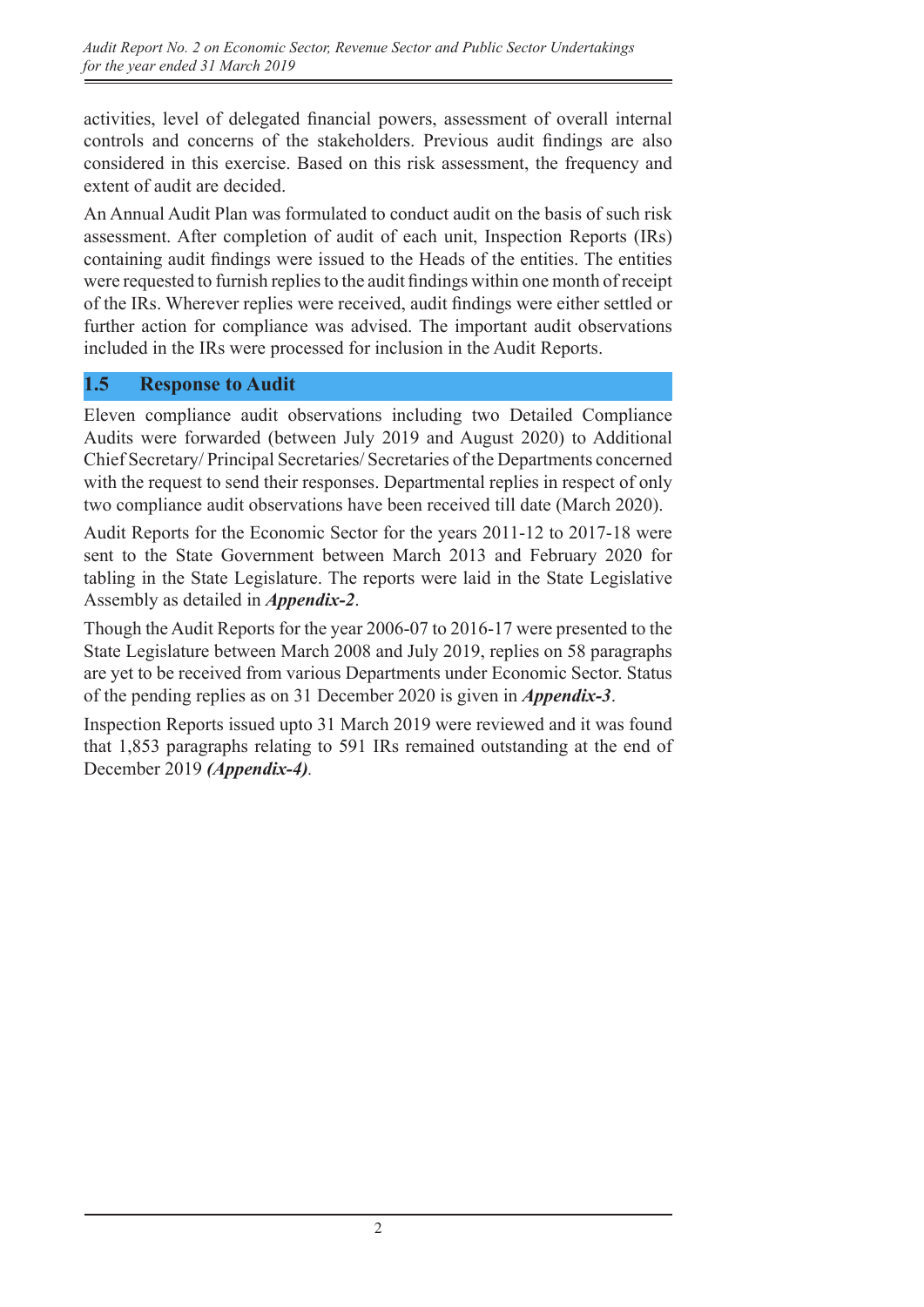activities, level of delegated financial powers, assessment of overall internal controls and concerns of the stakeholders. Previous audit findings are also considered in this exercise. Based on this risk assessment, the frequency and extent of audit are decided.

An Annual Audit Plan was formulated to conduct audit on the basis of such risk assessment. After completion of audit of each unit, Inspection Reports (IRs) containing audit findings were issued to the Heads of the entities. The entities were requested to furnish replies to the audit findings within one month of receipt of the IRs. Wherever replies were received, audit findings were either settled or further action for compliance was advised. The important audit observations included in the IRs were processed for inclusion in the Audit Reports.

## 1.5 Response to Audit

Eleven compliance audit observations including two Detailed Compliance Audits were forwarded (between July 2019 and August 2020) to Additional Chief Secretary/ Principal Secretaries/ Secretaries of the Departments concerned with the request to send their responses. Departmental replies in respect of only two compliance audit observations have been received till date (March 2020).

Audit Reports for the Economic Sector for the years 2011-12 to 2017-18 were sent to the State Government between March 2013 and February 2020 for tabling in the State Legislature. The reports were laid in the State Legislative Assembly as detailed in ***Appendix-2***.

Though the Audit Reports for the year 2006-07 to 2016-17 were presented to the State Legislature between March 2008 and July 2019, replies on 58 paragraphs are yet to be received from various Departments under Economic Sector. Status of the pending replies as on 31 December 2020 is given in ***Appendix-3***.

Inspection Reports issued upto 31 March 2019 were reviewed and it was found that 1,853 paragraphs relating to 591 IRs remained outstanding at the end of December 2019 ***(Appendix-4)***.